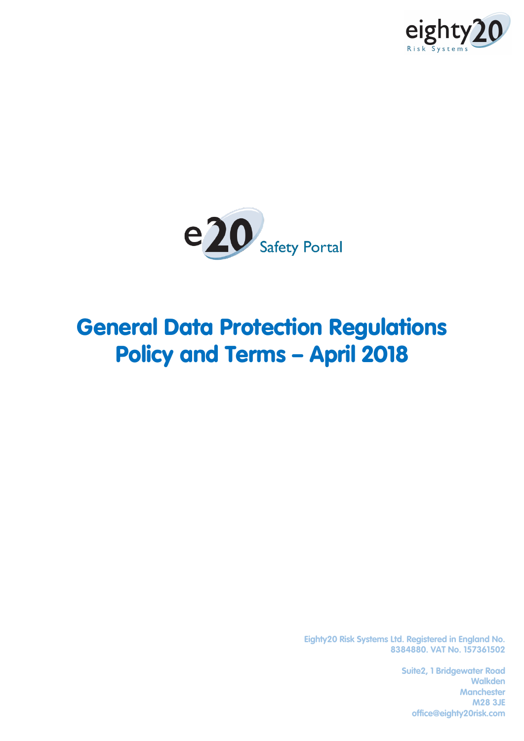eighty20
Risk Systems

e20 Safety Portal

# General Data Protection Regulations Policy and Terms – April 2018

**Eighty20 Risk Systems Ltd. Registered in England No. 8384880. VAT No. 157361502**

**Suite2, 1 Bridgewater Road**
**Walkden**
**Manchester**
**M28 3JE**
**office@eighty20risk.com**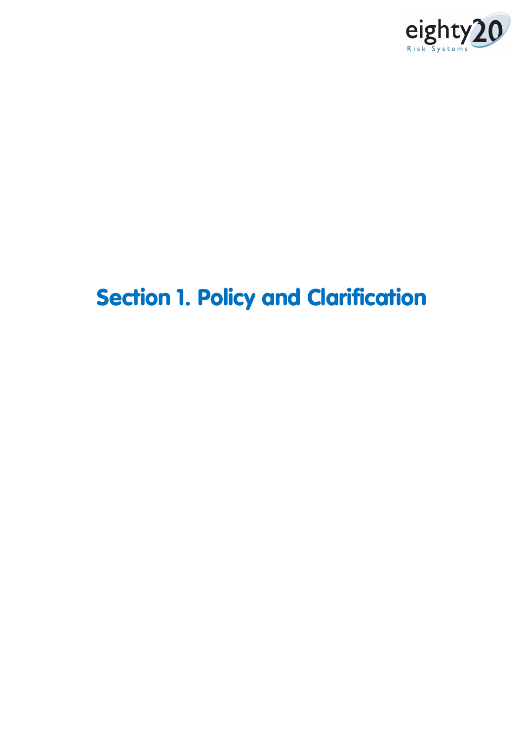# Section 1. Policy and Clarification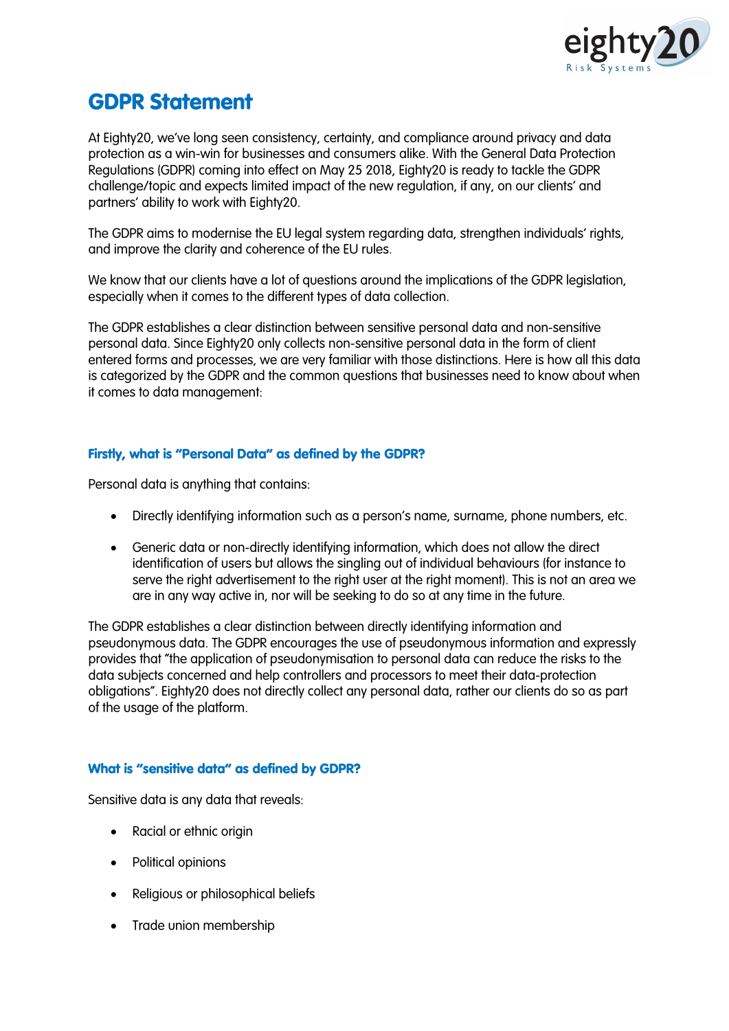# GDPR Statement

At Eighty20, we've long seen consistency, certainty, and compliance around privacy and data protection as a win-win for businesses and consumers alike. With the General Data Protection Regulations (GDPR) coming into effect on May 25 2018, Eighty20 is ready to tackle the GDPR challenge/topic and expects limited impact of the new regulation, if any, on our clients' and partners' ability to work with Eighty20.

The GDPR aims to modernise the EU legal system regarding data, strengthen individuals' rights, and improve the clarity and coherence of the EU rules.

We know that our clients have a lot of questions around the implications of the GDPR legislation, especially when it comes to the different types of data collection.

The GDPR establishes a clear distinction between sensitive personal data and non-sensitive personal data. Since Eighty20 only collects non-sensitive personal data in the form of client entered forms and processes, we are very familiar with those distinctions. Here is how all this data is categorized by the GDPR and the common questions that businesses need to know about when it comes to data management:

### Firstly, what is "Personal Data" as defined by the GDPR?

Personal data is anything that contains:

- Directly identifying information such as a person's name, surname, phone numbers, etc.
- Generic data or non-directly identifying information, which does not allow the direct identification of users but allows the singling out of individual behaviours (for instance to serve the right advertisement to the right user at the right moment). This is not an area we are in any way active in, nor will be seeking to do so at any time in the future.

The GDPR establishes a clear distinction between directly identifying information and pseudonymous data. The GDPR encourages the use of pseudonymous information and expressly provides that "the application of pseudonymisation to personal data can reduce the risks to the data subjects concerned and help controllers and processors to meet their data-protection obligations". Eighty20 does not directly collect any personal data, rather our clients do so as part of the usage of the platform.

### What is "sensitive data" as defined by GDPR?

Sensitive data is any data that reveals:

- Racial or ethnic origin
- Political opinions
- Religious or philosophical beliefs
- Trade union membership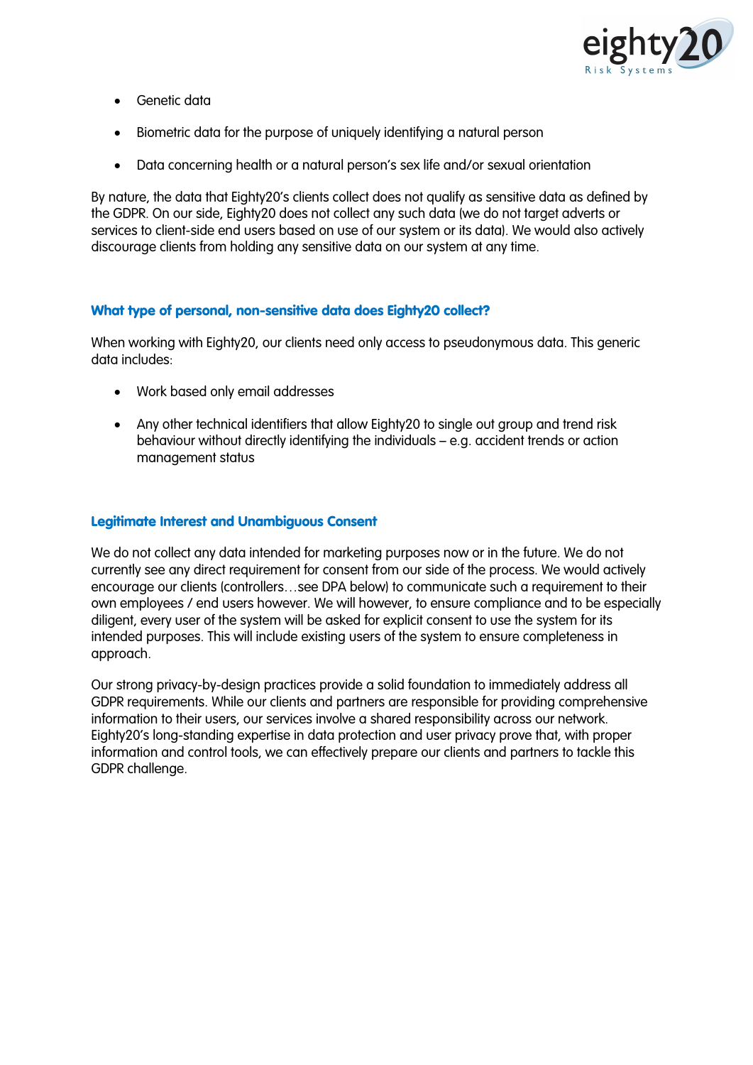- Genetic data
- Biometric data for the purpose of uniquely identifying a natural person
- Data concerning health or a natural person's sex life and/or sexual orientation

By nature, the data that Eighty20's clients collect does not qualify as sensitive data as defined by the GDPR. On our side, Eighty20 does not collect any such data (we do not target adverts or services to client-side end users based on use of our system or its data). We would also actively discourage clients from holding any sensitive data on our system at any time.

### What type of personal, non-sensitive data does Eighty20 collect?

When working with Eighty20, our clients need only access to pseudonymous data. This generic data includes:

- Work based only email addresses
- Any other technical identifiers that allow Eighty20 to single out group and trend risk behaviour without directly identifying the individuals – e.g. accident trends or action management status

### Legitimate Interest and Unambiguous Consent

We do not collect any data intended for marketing purposes now or in the future. We do not currently see any direct requirement for consent from our side of the process. We would actively encourage our clients (controllers…see DPA below) to communicate such a requirement to their own employees / end users however. We will however, to ensure compliance and to be especially diligent, every user of the system will be asked for explicit consent to use the system for its intended purposes. This will include existing users of the system to ensure completeness in approach.

Our strong privacy-by-design practices provide a solid foundation to immediately address all GDPR requirements. While our clients and partners are responsible for providing comprehensive information to their users, our services involve a shared responsibility across our network. Eighty20's long-standing expertise in data protection and user privacy prove that, with proper information and control tools, we can effectively prepare our clients and partners to tackle this GDPR challenge.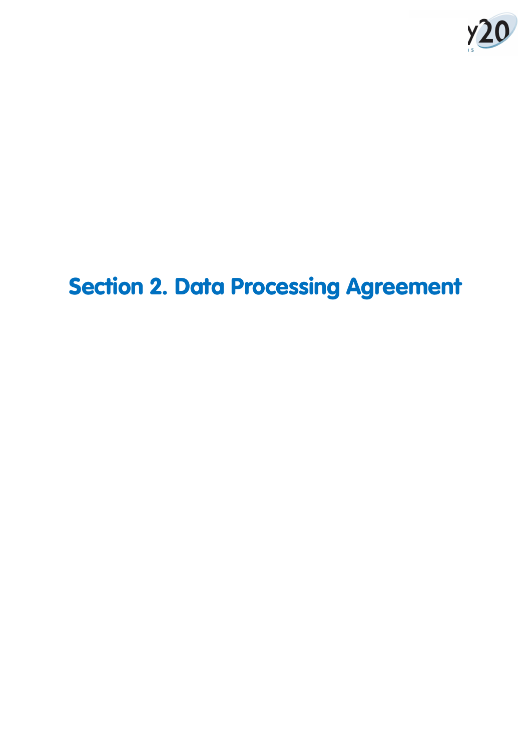# Section 2. Data Processing Agreement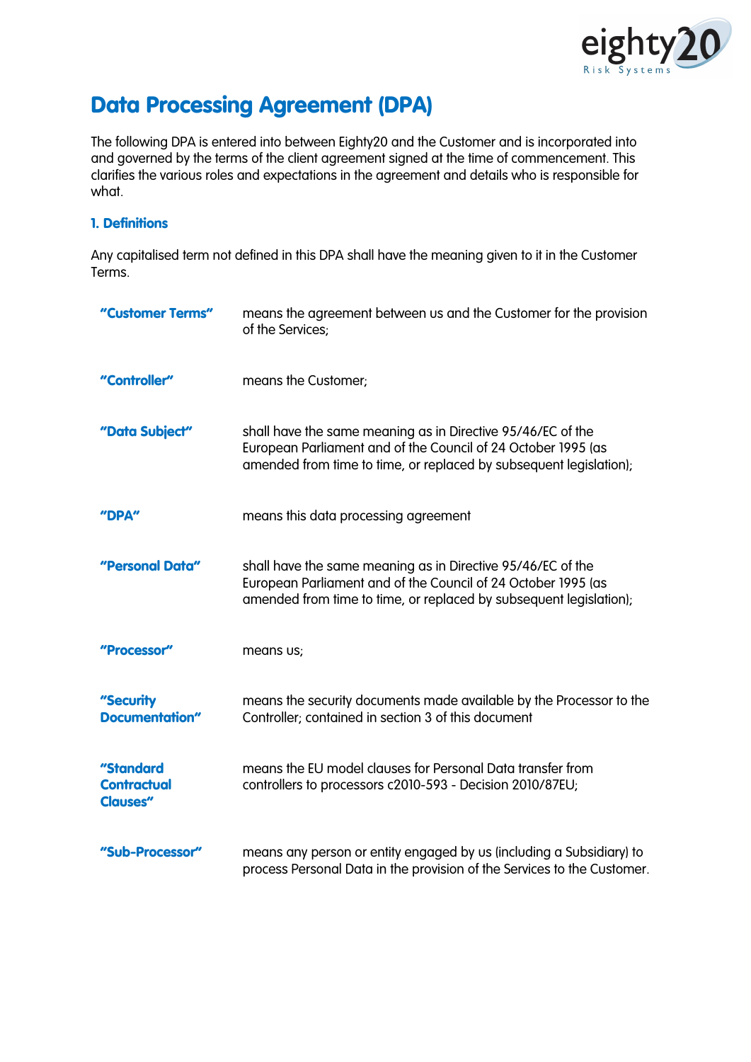# Data Processing Agreement (DPA)

The following DPA is entered into between Eighty20 and the Customer and is incorporated into and governed by the terms of the client agreement signed at the time of commencement. This clarifies the various roles and expectations in the agreement and details who is responsible for what.

### 1. Definitions

Any capitalised term not defined in this DPA shall have the meaning given to it in the Customer Terms.

| | |
|---|---|
| **"Customer Terms"** | means the agreement between us and the Customer for the provision of the Services; |
| **"Controller"** | means the Customer; |
| **"Data Subject"** | shall have the same meaning as in Directive 95/46/EC of the European Parliament and of the Council of 24 October 1995 (as amended from time to time, or replaced by subsequent legislation); |
| **"DPA"** | means this data processing agreement |
| **"Personal Data"** | shall have the same meaning as in Directive 95/46/EC of the European Parliament and of the Council of 24 October 1995 (as amended from time to time, or replaced by subsequent legislation); |
| **"Processor"** | means us; |
| **"Security Documentation"** | means the security documents made available by the Processor to the Controller; contained in section 3 of this document |
| **"Standard Contractual Clauses"** | means the EU model clauses for Personal Data transfer from controllers to processors c2010-593 - Decision 2010/87EU; |
| **"Sub-Processor"** | means any person or entity engaged by us (including a Subsidiary) to process Personal Data in the provision of the Services to the Customer. |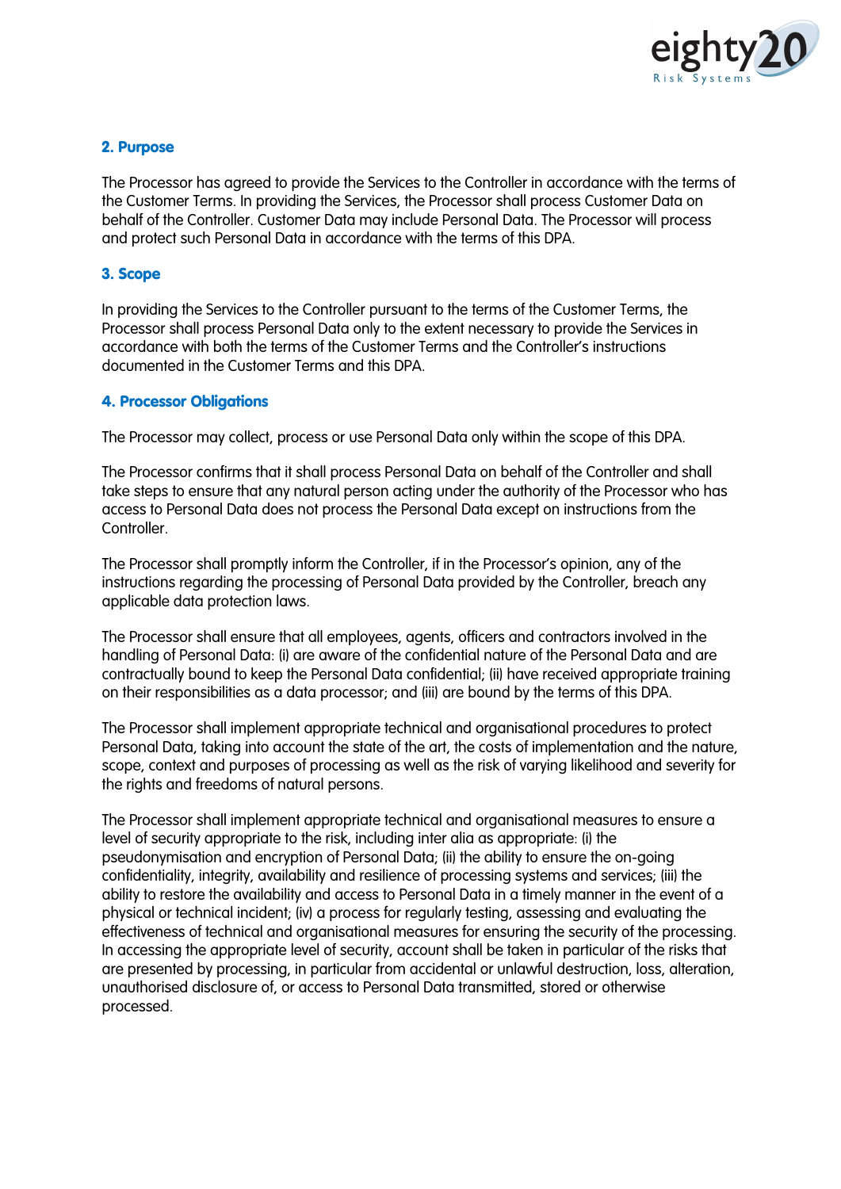## 2. Purpose

The Processor has agreed to provide the Services to the Controller in accordance with the terms of the Customer Terms. In providing the Services, the Processor shall process Customer Data on behalf of the Controller. Customer Data may include Personal Data. The Processor will process and protect such Personal Data in accordance with the terms of this DPA.

## 3. Scope

In providing the Services to the Controller pursuant to the terms of the Customer Terms, the Processor shall process Personal Data only to the extent necessary to provide the Services in accordance with both the terms of the Customer Terms and the Controller's instructions documented in the Customer Terms and this DPA.

## 4. Processor Obligations

The Processor may collect, process or use Personal Data only within the scope of this DPA.

The Processor confirms that it shall process Personal Data on behalf of the Controller and shall take steps to ensure that any natural person acting under the authority of the Processor who has access to Personal Data does not process the Personal Data except on instructions from the Controller.

The Processor shall promptly inform the Controller, if in the Processor's opinion, any of the instructions regarding the processing of Personal Data provided by the Controller, breach any applicable data protection laws.

The Processor shall ensure that all employees, agents, officers and contractors involved in the handling of Personal Data: (i) are aware of the confidential nature of the Personal Data and are contractually bound to keep the Personal Data confidential; (ii) have received appropriate training on their responsibilities as a data processor; and (iii) are bound by the terms of this DPA.

The Processor shall implement appropriate technical and organisational procedures to protect Personal Data, taking into account the state of the art, the costs of implementation and the nature, scope, context and purposes of processing as well as the risk of varying likelihood and severity for the rights and freedoms of natural persons.

The Processor shall implement appropriate technical and organisational measures to ensure a level of security appropriate to the risk, including inter alia as appropriate: (i) the pseudonymisation and encryption of Personal Data; (ii) the ability to ensure the on-going confidentiality, integrity, availability and resilience of processing systems and services; (iii) the ability to restore the availability and access to Personal Data in a timely manner in the event of a physical or technical incident; (iv) a process for regularly testing, assessing and evaluating the effectiveness of technical and organisational measures for ensuring the security of the processing. In accessing the appropriate level of security, account shall be taken in particular of the risks that are presented by processing, in particular from accidental or unlawful destruction, loss, alteration, unauthorised disclosure of, or access to Personal Data transmitted, stored or otherwise processed.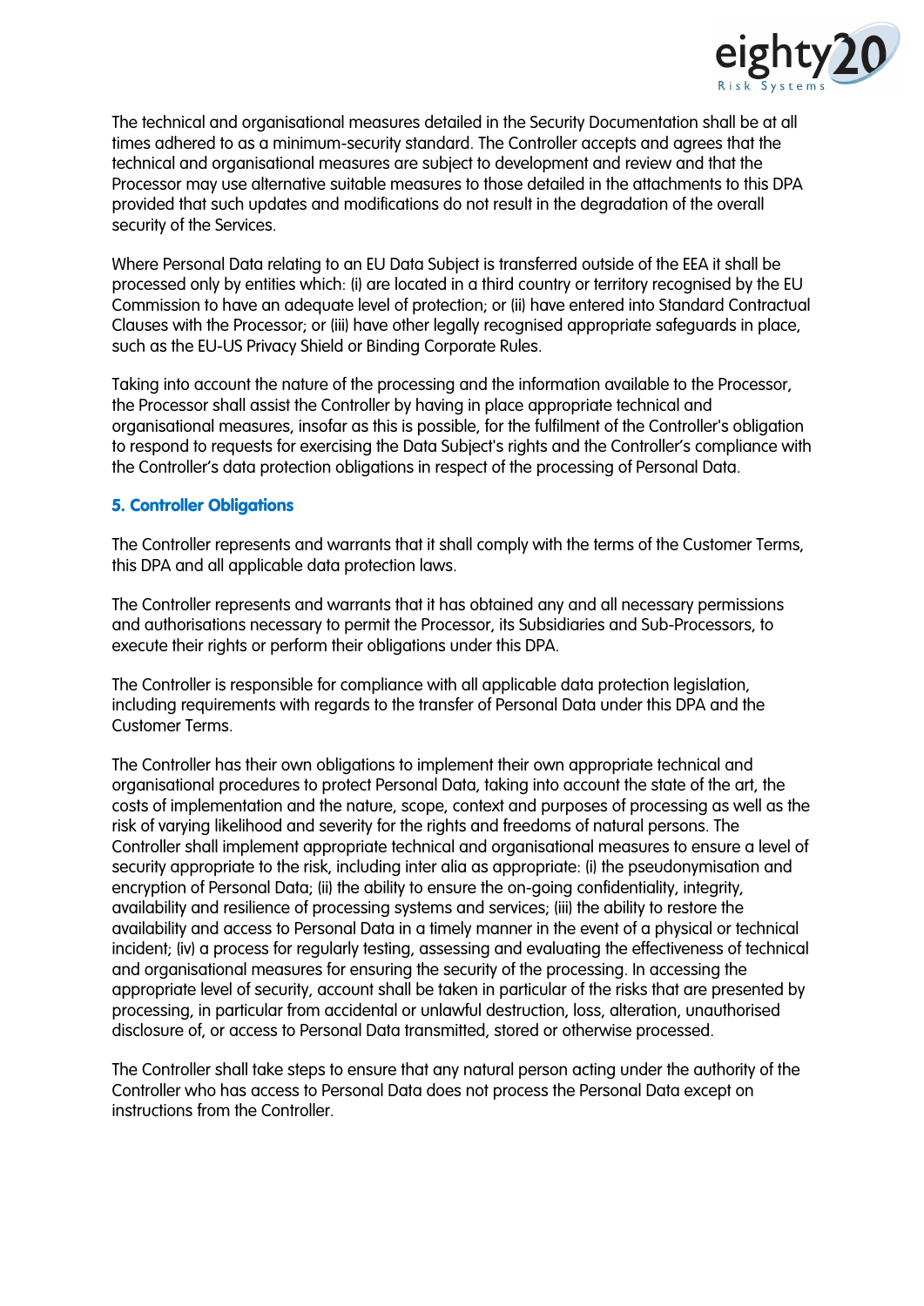The technical and organisational measures detailed in the Security Documentation shall be at all times adhered to as a minimum-security standard. The Controller accepts and agrees that the technical and organisational measures are subject to development and review and that the Processor may use alternative suitable measures to those detailed in the attachments to this DPA provided that such updates and modifications do not result in the degradation of the overall security of the Services.

Where Personal Data relating to an EU Data Subject is transferred outside of the EEA it shall be processed only by entities which: (i) are located in a third country or territory recognised by the EU Commission to have an adequate level of protection; or (ii) have entered into Standard Contractual Clauses with the Processor; or (iii) have other legally recognised appropriate safeguards in place, such as the EU-US Privacy Shield or Binding Corporate Rules.

Taking into account the nature of the processing and the information available to the Processor, the Processor shall assist the Controller by having in place appropriate technical and organisational measures, insofar as this is possible, for the fulfilment of the Controller's obligation to respond to requests for exercising the Data Subject's rights and the Controller's compliance with the Controller's data protection obligations in respect of the processing of Personal Data.

## 5. Controller Obligations

The Controller represents and warrants that it shall comply with the terms of the Customer Terms, this DPA and all applicable data protection laws.

The Controller represents and warrants that it has obtained any and all necessary permissions and authorisations necessary to permit the Processor, its Subsidiaries and Sub-Processors, to execute their rights or perform their obligations under this DPA.

The Controller is responsible for compliance with all applicable data protection legislation, including requirements with regards to the transfer of Personal Data under this DPA and the Customer Terms.

The Controller has their own obligations to implement their own appropriate technical and organisational procedures to protect Personal Data, taking into account the state of the art, the costs of implementation and the nature, scope, context and purposes of processing as well as the risk of varying likelihood and severity for the rights and freedoms of natural persons. The Controller shall implement appropriate technical and organisational measures to ensure a level of security appropriate to the risk, including inter alia as appropriate: (i) the pseudonymisation and encryption of Personal Data; (ii) the ability to ensure the on-going confidentiality, integrity, availability and resilience of processing systems and services; (iii) the ability to restore the availability and access to Personal Data in a timely manner in the event of a physical or technical incident; (iv) a process for regularly testing, assessing and evaluating the effectiveness of technical and organisational measures for ensuring the security of the processing. In accessing the appropriate level of security, account shall be taken in particular of the risks that are presented by processing, in particular from accidental or unlawful destruction, loss, alteration, unauthorised disclosure of, or access to Personal Data transmitted, stored or otherwise processed.

The Controller shall take steps to ensure that any natural person acting under the authority of the Controller who has access to Personal Data does not process the Personal Data except on instructions from the Controller.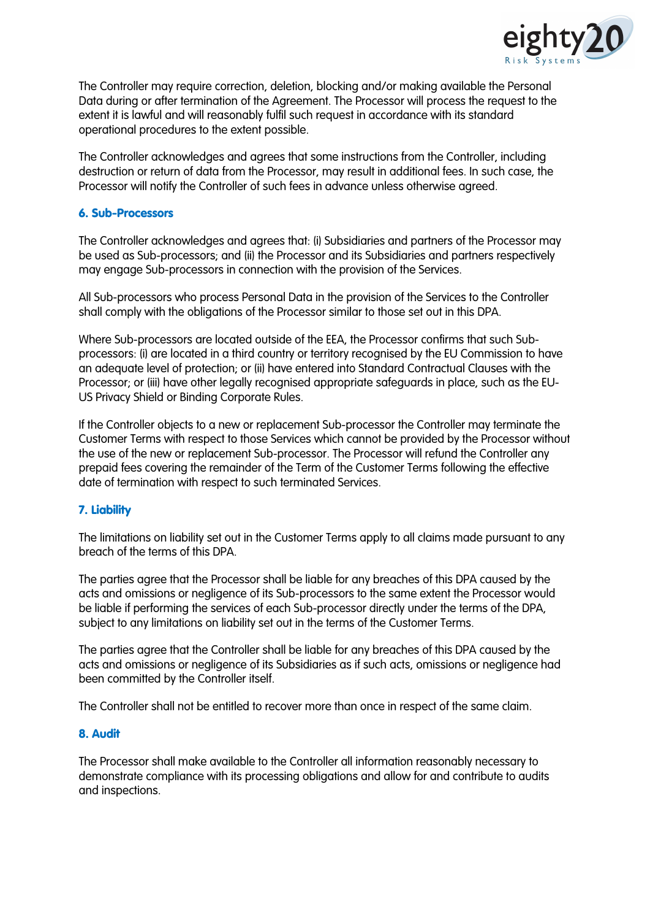The Controller may require correction, deletion, blocking and/or making available the Personal Data during or after termination of the Agreement. The Processor will process the request to the extent it is lawful and will reasonably fulfil such request in accordance with its standard operational procedures to the extent possible.

The Controller acknowledges and agrees that some instructions from the Controller, including destruction or return of data from the Processor, may result in additional fees. In such case, the Processor will notify the Controller of such fees in advance unless otherwise agreed.

### 6. Sub-Processors

The Controller acknowledges and agrees that: (i) Subsidiaries and partners of the Processor may be used as Sub-processors; and (ii) the Processor and its Subsidiaries and partners respectively may engage Sub-processors in connection with the provision of the Services.

All Sub-processors who process Personal Data in the provision of the Services to the Controller shall comply with the obligations of the Processor similar to those set out in this DPA.

Where Sub-processors are located outside of the EEA, the Processor confirms that such Sub-processors: (i) are located in a third country or territory recognised by the EU Commission to have an adequate level of protection; or (ii) have entered into Standard Contractual Clauses with the Processor; or (iii) have other legally recognised appropriate safeguards in place, such as the EU-US Privacy Shield or Binding Corporate Rules.

If the Controller objects to a new or replacement Sub-processor the Controller may terminate the Customer Terms with respect to those Services which cannot be provided by the Processor without the use of the new or replacement Sub-processor. The Processor will refund the Controller any prepaid fees covering the remainder of the Term of the Customer Terms following the effective date of termination with respect to such terminated Services.

### 7. Liability

The limitations on liability set out in the Customer Terms apply to all claims made pursuant to any breach of the terms of this DPA.

The parties agree that the Processor shall be liable for any breaches of this DPA caused by the acts and omissions or negligence of its Sub-processors to the same extent the Processor would be liable if performing the services of each Sub-processor directly under the terms of the DPA, subject to any limitations on liability set out in the terms of the Customer Terms.

The parties agree that the Controller shall be liable for any breaches of this DPA caused by the acts and omissions or negligence of its Subsidiaries as if such acts, omissions or negligence had been committed by the Controller itself.

The Controller shall not be entitled to recover more than once in respect of the same claim.

### 8. Audit

The Processor shall make available to the Controller all information reasonably necessary to demonstrate compliance with its processing obligations and allow for and contribute to audits and inspections.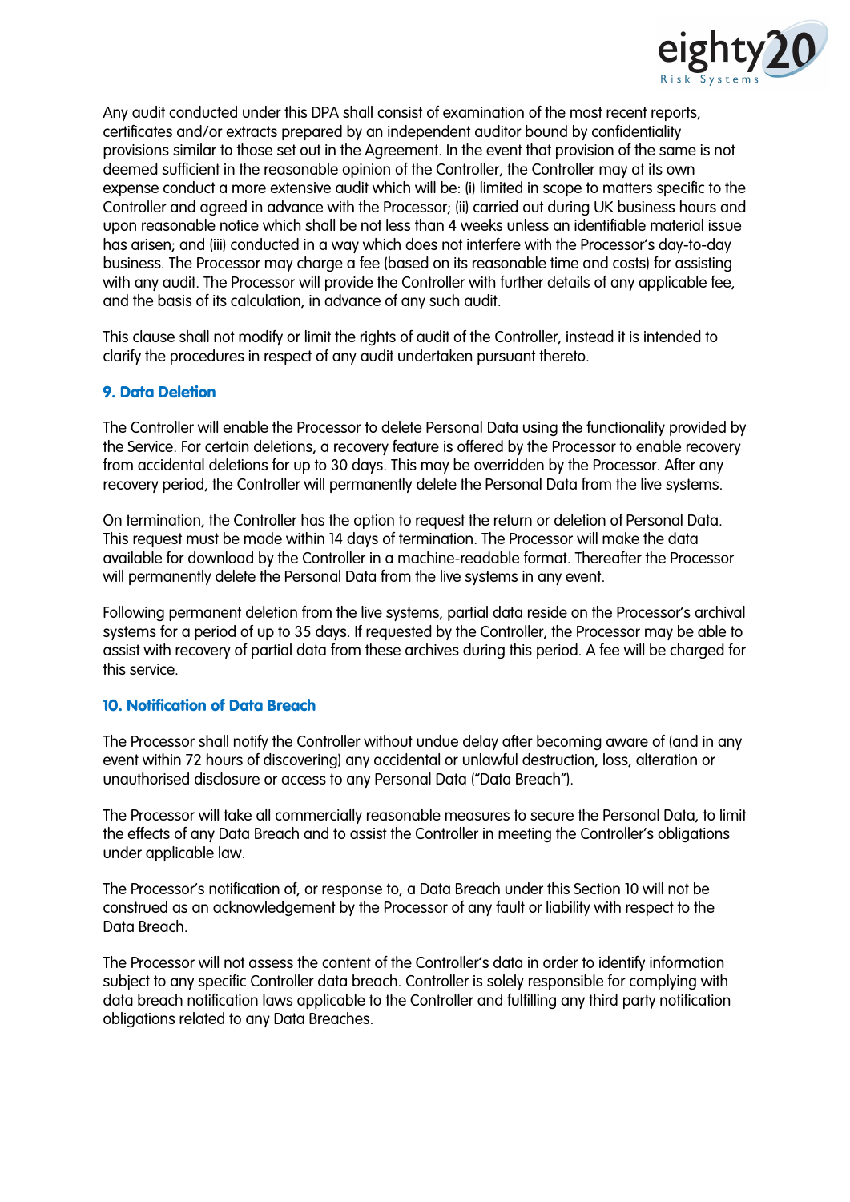Any audit conducted under this DPA shall consist of examination of the most recent reports, certificates and/or extracts prepared by an independent auditor bound by confidentiality provisions similar to those set out in the Agreement. In the event that provision of the same is not deemed sufficient in the reasonable opinion of the Controller, the Controller may at its own expense conduct a more extensive audit which will be: (i) limited in scope to matters specific to the Controller and agreed in advance with the Processor; (ii) carried out during UK business hours and upon reasonable notice which shall be not less than 4 weeks unless an identifiable material issue has arisen; and (iii) conducted in a way which does not interfere with the Processor's day-to-day business. The Processor may charge a fee (based on its reasonable time and costs) for assisting with any audit. The Processor will provide the Controller with further details of any applicable fee, and the basis of its calculation, in advance of any such audit.

This clause shall not modify or limit the rights of audit of the Controller, instead it is intended to clarify the procedures in respect of any audit undertaken pursuant thereto.

### 9. Data Deletion

The Controller will enable the Processor to delete Personal Data using the functionality provided by the Service. For certain deletions, a recovery feature is offered by the Processor to enable recovery from accidental deletions for up to 30 days. This may be overridden by the Processor. After any recovery period, the Controller will permanently delete the Personal Data from the live systems.

On termination, the Controller has the option to request the return or deletion of Personal Data. This request must be made within 14 days of termination. The Processor will make the data available for download by the Controller in a machine-readable format. Thereafter the Processor will permanently delete the Personal Data from the live systems in any event.

Following permanent deletion from the live systems, partial data reside on the Processor's archival systems for a period of up to 35 days. If requested by the Controller, the Processor may be able to assist with recovery of partial data from these archives during this period. A fee will be charged for this service.

### 10. Notification of Data Breach

The Processor shall notify the Controller without undue delay after becoming aware of (and in any event within 72 hours of discovering) any accidental or unlawful destruction, loss, alteration or unauthorised disclosure or access to any Personal Data ("Data Breach").

The Processor will take all commercially reasonable measures to secure the Personal Data, to limit the effects of any Data Breach and to assist the Controller in meeting the Controller's obligations under applicable law.

The Processor's notification of, or response to, a Data Breach under this Section 10 will not be construed as an acknowledgement by the Processor of any fault or liability with respect to the Data Breach.

The Processor will not assess the content of the Controller's data in order to identify information subject to any specific Controller data breach. Controller is solely responsible for complying with data breach notification laws applicable to the Controller and fulfilling any third party notification obligations related to any Data Breaches.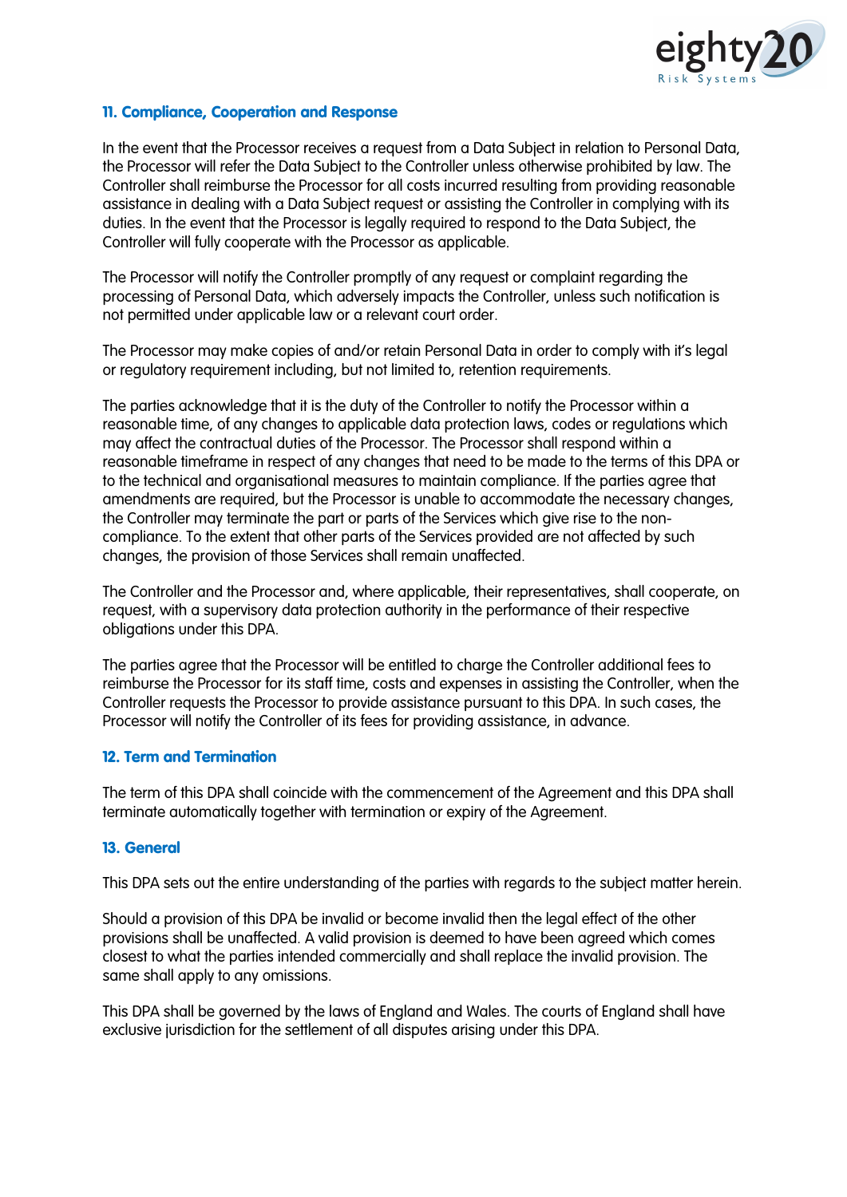## 11. Compliance, Cooperation and Response

In the event that the Processor receives a request from a Data Subject in relation to Personal Data, the Processor will refer the Data Subject to the Controller unless otherwise prohibited by law. The Controller shall reimburse the Processor for all costs incurred resulting from providing reasonable assistance in dealing with a Data Subject request or assisting the Controller in complying with its duties. In the event that the Processor is legally required to respond to the Data Subject, the Controller will fully cooperate with the Processor as applicable.

The Processor will notify the Controller promptly of any request or complaint regarding the processing of Personal Data, which adversely impacts the Controller, unless such notification is not permitted under applicable law or a relevant court order.

The Processor may make copies of and/or retain Personal Data in order to comply with it's legal or regulatory requirement including, but not limited to, retention requirements.

The parties acknowledge that it is the duty of the Controller to notify the Processor within a reasonable time, of any changes to applicable data protection laws, codes or regulations which may affect the contractual duties of the Processor. The Processor shall respond within a reasonable timeframe in respect of any changes that need to be made to the terms of this DPA or to the technical and organisational measures to maintain compliance. If the parties agree that amendments are required, but the Processor is unable to accommodate the necessary changes, the Controller may terminate the part or parts of the Services which give rise to the non-compliance. To the extent that other parts of the Services provided are not affected by such changes, the provision of those Services shall remain unaffected.

The Controller and the Processor and, where applicable, their representatives, shall cooperate, on request, with a supervisory data protection authority in the performance of their respective obligations under this DPA.

The parties agree that the Processor will be entitled to charge the Controller additional fees to reimburse the Processor for its staff time, costs and expenses in assisting the Controller, when the Controller requests the Processor to provide assistance pursuant to this DPA. In such cases, the Processor will notify the Controller of its fees for providing assistance, in advance.

## 12. Term and Termination

The term of this DPA shall coincide with the commencement of the Agreement and this DPA shall terminate automatically together with termination or expiry of the Agreement.

## 13. General

This DPA sets out the entire understanding of the parties with regards to the subject matter herein.

Should a provision of this DPA be invalid or become invalid then the legal effect of the other provisions shall be unaffected. A valid provision is deemed to have been agreed which comes closest to what the parties intended commercially and shall replace the invalid provision. The same shall apply to any omissions.

This DPA shall be governed by the laws of England and Wales. The courts of England shall have exclusive jurisdiction for the settlement of all disputes arising under this DPA.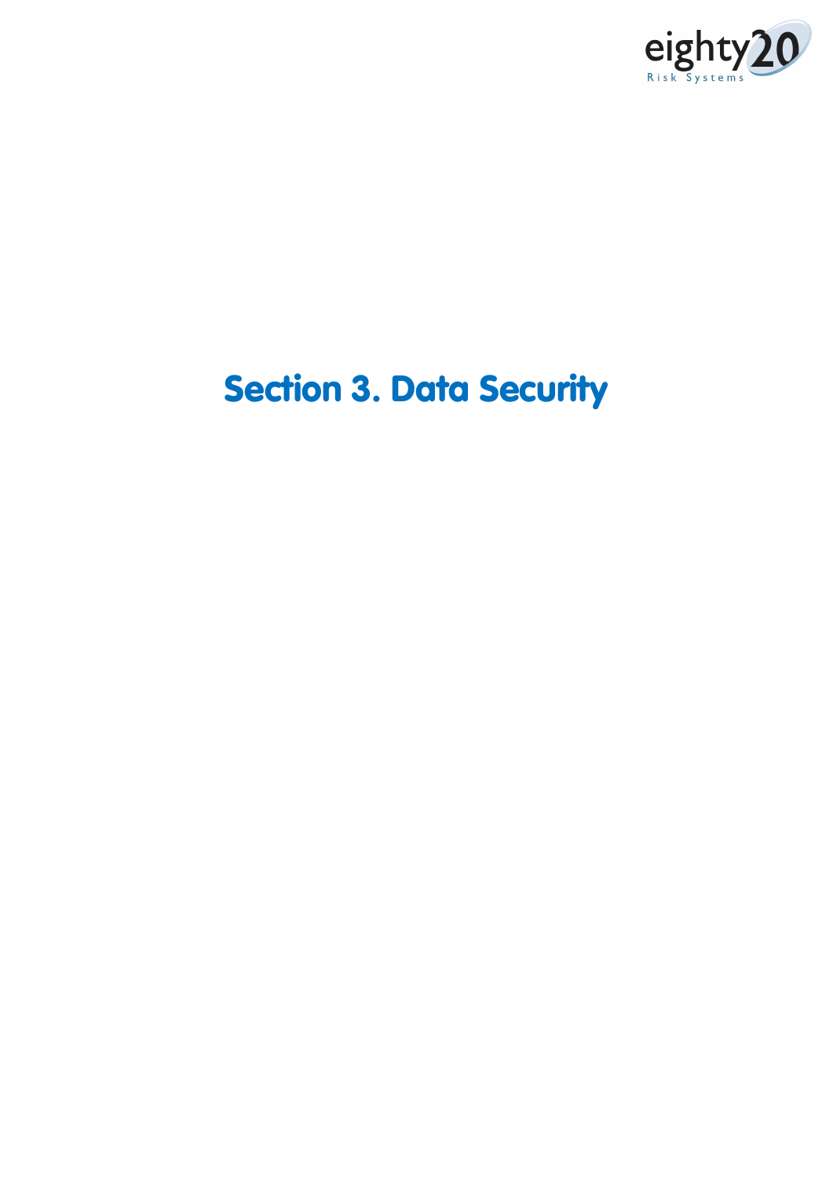# Section 3. Data Security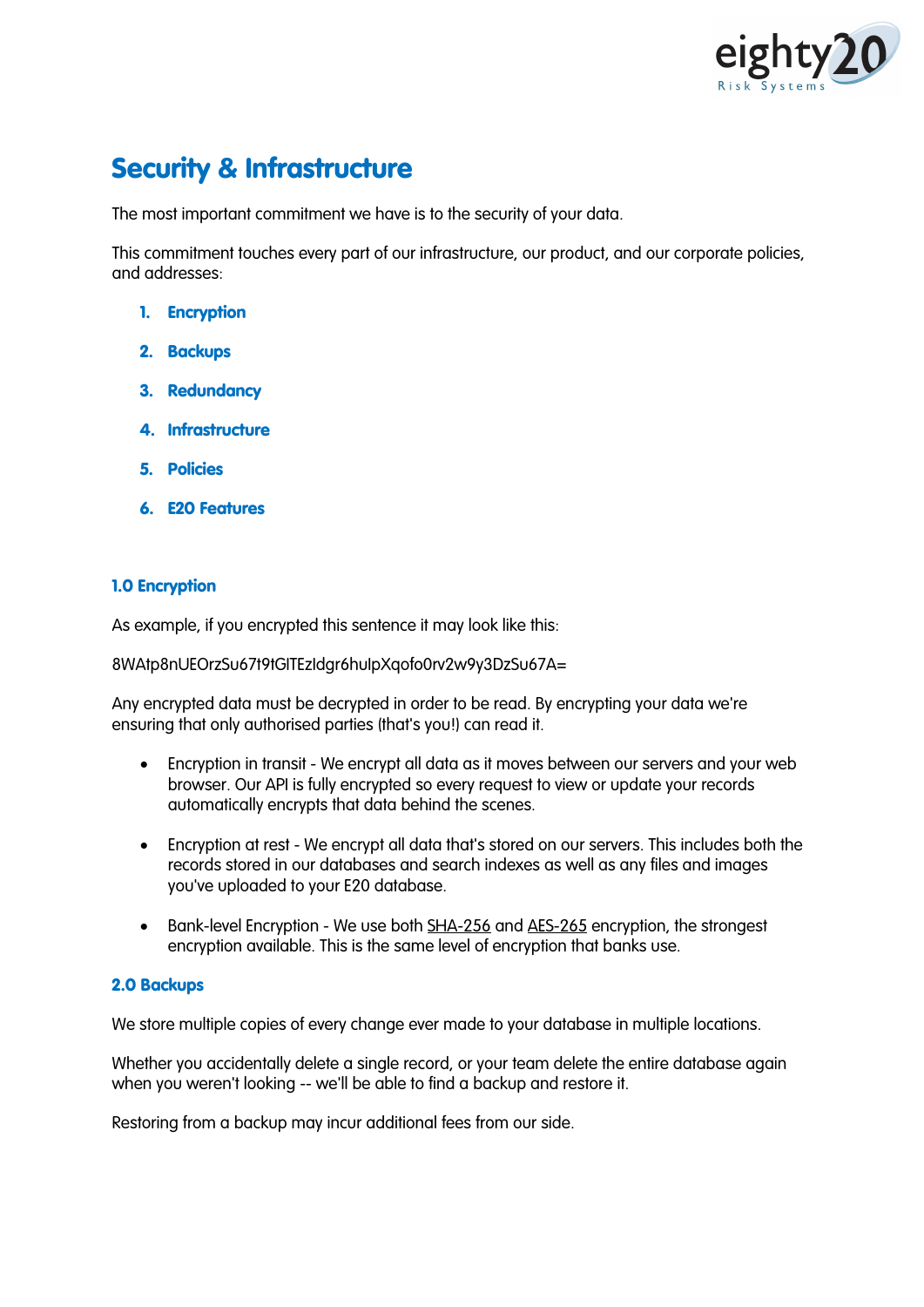# Security & Infrastructure

The most important commitment we have is to the security of your data.

This commitment touches every part of our infrastructure, our product, and our corporate policies, and addresses:

1. **Encryption**
2. **Backups**
3. **Redundancy**
4. **Infrastructure**
5. **Policies**
6. **E20 Features**

### 1.0 Encryption

As example, if you encrypted this sentence it may look like this:

8WAtp8nUEOrzSu67t9tGlTEzldgr6huIpXqofo0rv2w9y3DzSu67A=

Any encrypted data must be decrypted in order to be read. By encrypting your data we're ensuring that only authorised parties (that's you!) can read it.

- Encryption in transit - We encrypt all data as it moves between our servers and your web browser. Our API is fully encrypted so every request to view or update your records automatically encrypts that data behind the scenes.
- Encryption at rest - We encrypt all data that's stored on our servers. This includes both the records stored in our databases and search indexes as well as any files and images you've uploaded to your E20 database.
- Bank-level Encryption - We use both SHA-256 and AES-265 encryption, the strongest encryption available. This is the same level of encryption that banks use.

### 2.0 Backups

We store multiple copies of every change ever made to your database in multiple locations.

Whether you accidentally delete a single record, or your team delete the entire database again when you weren't looking -- we'll be able to find a backup and restore it.

Restoring from a backup may incur additional fees from our side.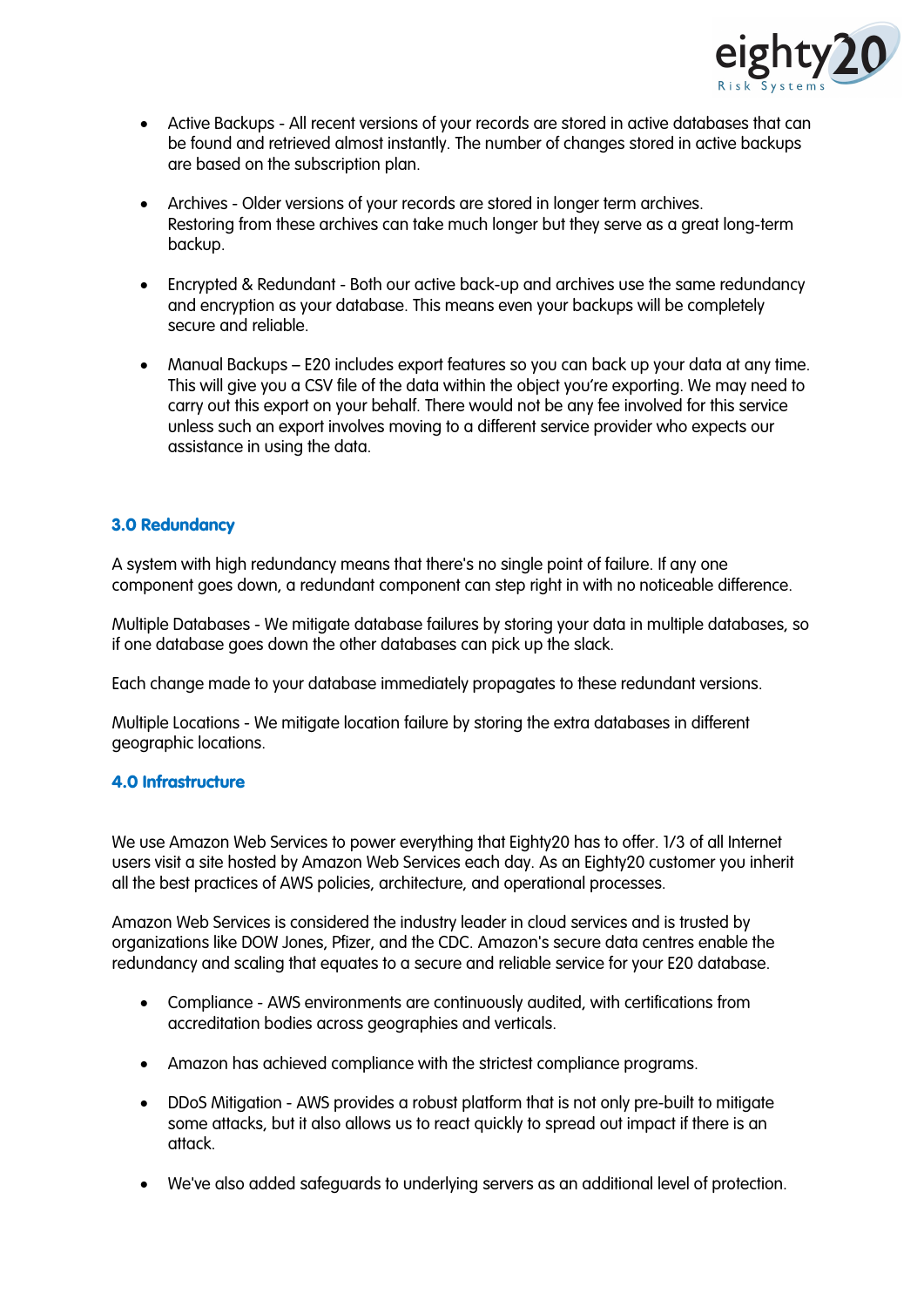- Active Backups - All recent versions of your records are stored in active databases that can be found and retrieved almost instantly. The number of changes stored in active backups are based on the subscription plan.

- Archives - Older versions of your records are stored in longer term archives. Restoring from these archives can take much longer but they serve as a great long-term backup.

- Encrypted & Redundant - Both our active back-up and archives use the same redundancy and encryption as your database. This means even your backups will be completely secure and reliable.

- Manual Backups – E20 includes export features so you can back up your data at any time. This will give you a CSV file of the data within the object you're exporting. We may need to carry out this export on your behalf. There would not be any fee involved for this service unless such an export involves moving to a different service provider who expects our assistance in using the data.

### 3.0 Redundancy

A system with high redundancy means that there's no single point of failure. If any one component goes down, a redundant component can step right in with no noticeable difference.

Multiple Databases - We mitigate database failures by storing your data in multiple databases, so if one database goes down the other databases can pick up the slack.

Each change made to your database immediately propagates to these redundant versions.

Multiple Locations - We mitigate location failure by storing the extra databases in different geographic locations.

### 4.0 Infrastructure

We use Amazon Web Services to power everything that Eighty20 has to offer. 1/3 of all Internet users visit a site hosted by Amazon Web Services each day. As an Eighty20 customer you inherit all the best practices of AWS policies, architecture, and operational processes.

Amazon Web Services is considered the industry leader in cloud services and is trusted by organizations like DOW Jones, Pfizer, and the CDC. Amazon's secure data centres enable the redundancy and scaling that equates to a secure and reliable service for your E20 database.

- Compliance - AWS environments are continuously audited, with certifications from accreditation bodies across geographies and verticals.

- Amazon has achieved compliance with the strictest compliance programs.

- DDoS Mitigation - AWS provides a robust platform that is not only pre-built to mitigate some attacks, but it also allows us to react quickly to spread out impact if there is an attack.

- We've also added safeguards to underlying servers as an additional level of protection.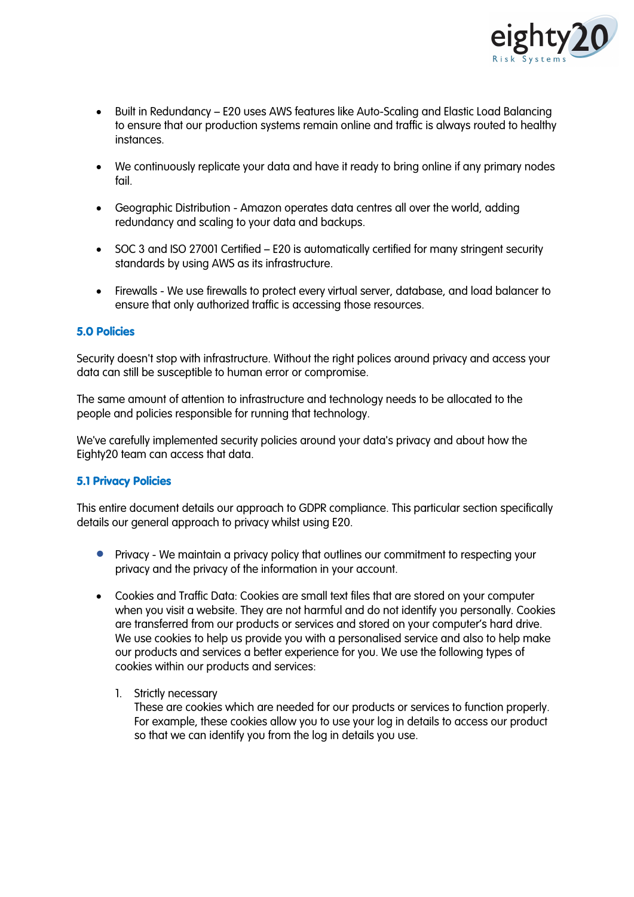- Built in Redundancy – E20 uses AWS features like Auto-Scaling and Elastic Load Balancing to ensure that our production systems remain online and traffic is always routed to healthy instances.

- We continuously replicate your data and have it ready to bring online if any primary nodes fail.

- Geographic Distribution - Amazon operates data centres all over the world, adding redundancy and scaling to your data and backups.

- SOC 3 and ISO 27001 Certified – E20 is automatically certified for many stringent security standards by using AWS as its infrastructure.

- Firewalls - We use firewalls to protect every virtual server, database, and load balancer to ensure that only authorized traffic is accessing those resources.

### 5.0 Policies

Security doesn't stop with infrastructure. Without the right polices around privacy and access your data can still be susceptible to human error or compromise.

The same amount of attention to infrastructure and technology needs to be allocated to the people and policies responsible for running that technology.

We've carefully implemented security policies around your data's privacy and about how the Eighty20 team can access that data.

### 5.1 Privacy Policies

This entire document details our approach to GDPR compliance. This particular section specifically details our general approach to privacy whilst using E20.

- Privacy - We maintain a privacy policy that outlines our commitment to respecting your privacy and the privacy of the information in your account.

- Cookies and Traffic Data: Cookies are small text files that are stored on your computer when you visit a website. They are not harmful and do not identify you personally. Cookies are transferred from our products or services and stored on your computer's hard drive. We use cookies to help us provide you with a personalised service and also to help make our products and services a better experience for you. We use the following types of cookies within our products and services:

  1. Strictly necessary
     These are cookies which are needed for our products or services to function properly. For example, these cookies allow you to use your log in details to access our product so that we can identify you from the log in details you use.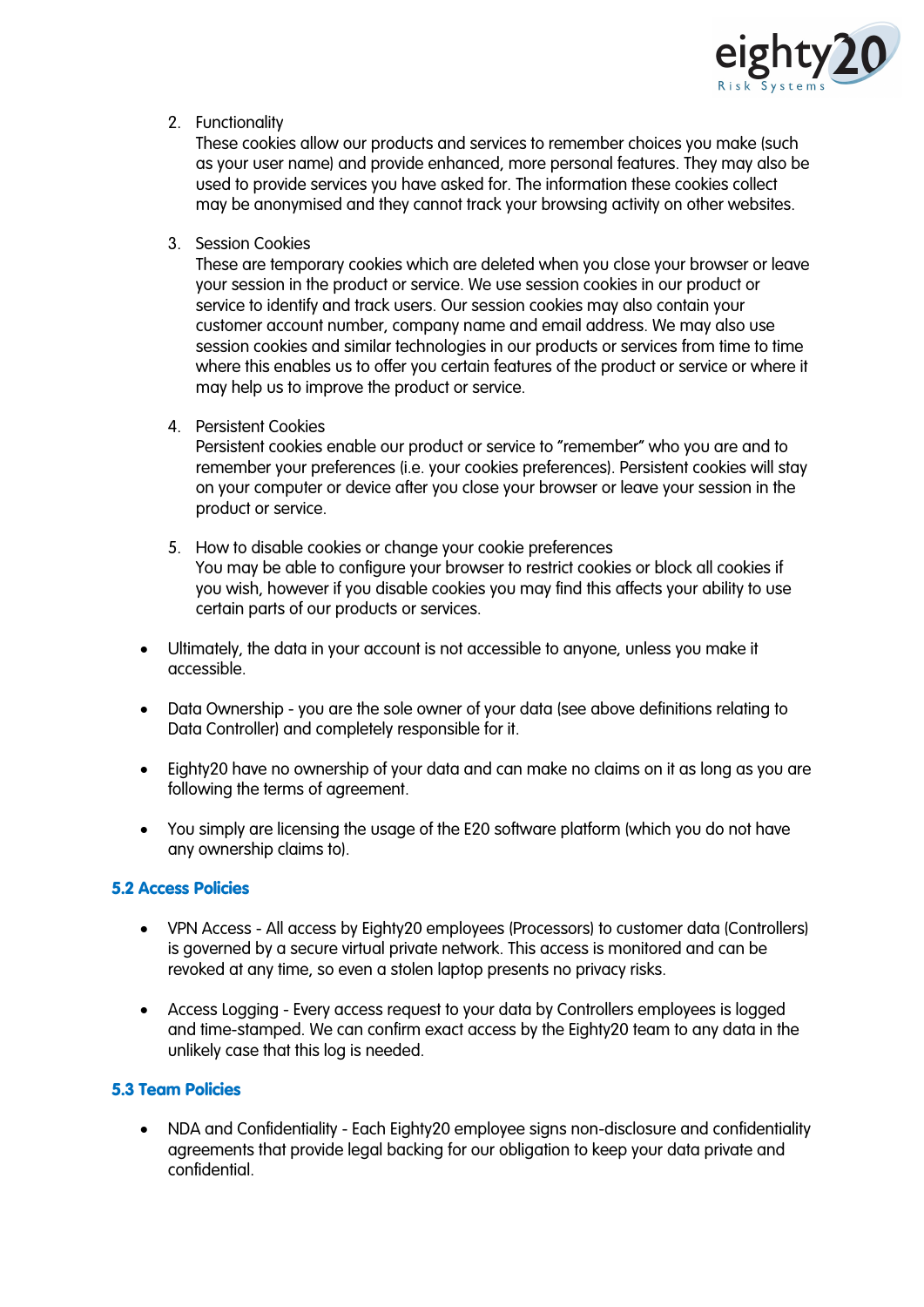2. Functionality
   These cookies allow our products and services to remember choices you make (such as your user name) and provide enhanced, more personal features. They may also be used to provide services you have asked for. The information these cookies collect may be anonymised and they cannot track your browsing activity on other websites.

3. Session Cookies
   These are temporary cookies which are deleted when you close your browser or leave your session in the product or service. We use session cookies in our product or service to identify and track users. Our session cookies may also contain your customer account number, company name and email address. We may also use session cookies and similar technologies in our products or services from time to time where this enables us to offer you certain features of the product or service or where it may help us to improve the product or service.

4. Persistent Cookies
   Persistent cookies enable our product or service to "remember" who you are and to remember your preferences (i.e. your cookies preferences). Persistent cookies will stay on your computer or device after you close your browser or leave your session in the product or service.

5. How to disable cookies or change your cookie preferences
   You may be able to configure your browser to restrict cookies or block all cookies if you wish, however if you disable cookies you may find this affects your ability to use certain parts of our products or services.

- Ultimately, the data in your account is not accessible to anyone, unless you make it accessible.

- Data Ownership - you are the sole owner of your data (see above definitions relating to Data Controller) and completely responsible for it.

- Eighty20 have no ownership of your data and can make no claims on it as long as you are following the terms of agreement.

- You simply are licensing the usage of the E20 software platform (which you do not have any ownership claims to).

### 5.2 Access Policies

- VPN Access - All access by Eighty20 employees (Processors) to customer data (Controllers) is governed by a secure virtual private network. This access is monitored and can be revoked at any time, so even a stolen laptop presents no privacy risks.

- Access Logging - Every access request to your data by Controllers employees is logged and time-stamped. We can confirm exact access by the Eighty20 team to any data in the unlikely case that this log is needed.

### 5.3 Team Policies

- NDA and Confidentiality - Each Eighty20 employee signs non-disclosure and confidentiality agreements that provide legal backing for our obligation to keep your data private and confidential.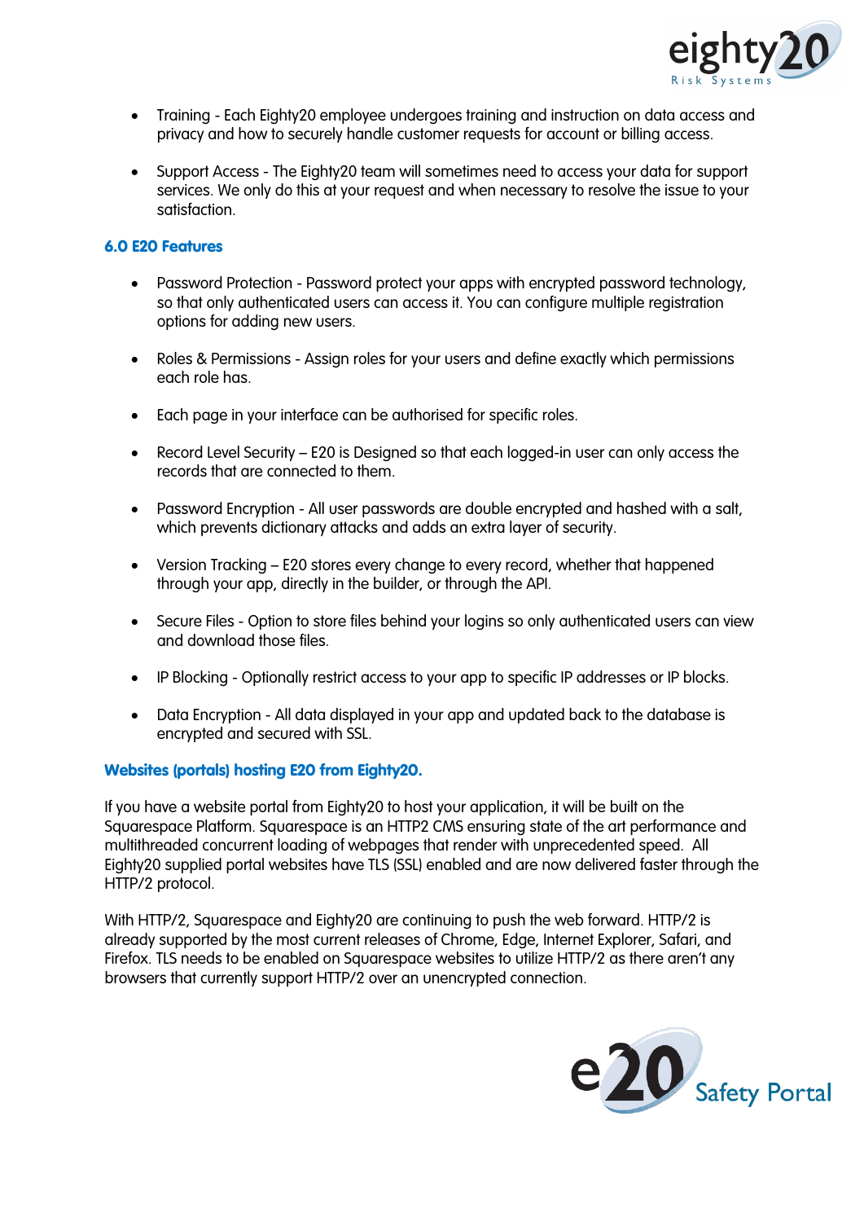- Training - Each Eighty20 employee undergoes training and instruction on data access and privacy and how to securely handle customer requests for account or billing access.

- Support Access - The Eighty20 team will sometimes need to access your data for support services. We only do this at your request and when necessary to resolve the issue to your satisfaction.

### 6.0 E20 Features

- Password Protection - Password protect your apps with encrypted password technology, so that only authenticated users can access it. You can configure multiple registration options for adding new users.

- Roles & Permissions - Assign roles for your users and define exactly which permissions each role has.

- Each page in your interface can be authorised for specific roles.

- Record Level Security – E20 is Designed so that each logged-in user can only access the records that are connected to them.

- Password Encryption - All user passwords are double encrypted and hashed with a salt, which prevents dictionary attacks and adds an extra layer of security.

- Version Tracking – E20 stores every change to every record, whether that happened through your app, directly in the builder, or through the API.

- Secure Files - Option to store files behind your logins so only authenticated users can view and download those files.

- IP Blocking - Optionally restrict access to your app to specific IP addresses or IP blocks.

- Data Encryption - All data displayed in your app and updated back to the database is encrypted and secured with SSL.

### Websites (portals) hosting E20 from Eighty20.

If you have a website portal from Eighty20 to host your application, it will be built on the Squarespace Platform. Squarespace is an HTTP2 CMS ensuring state of the art performance and multithreaded concurrent loading of webpages that render with unprecedented speed. All Eighty20 supplied portal websites have TLS (SSL) enabled and are now delivered faster through the HTTP/2 protocol.

With HTTP/2, Squarespace and Eighty20 are continuing to push the web forward. HTTP/2 is already supported by the most current releases of Chrome, Edge, Internet Explorer, Safari, and Firefox. TLS needs to be enabled on Squarespace websites to utilize HTTP/2 as there aren't any browsers that currently support HTTP/2 over an unencrypted connection.